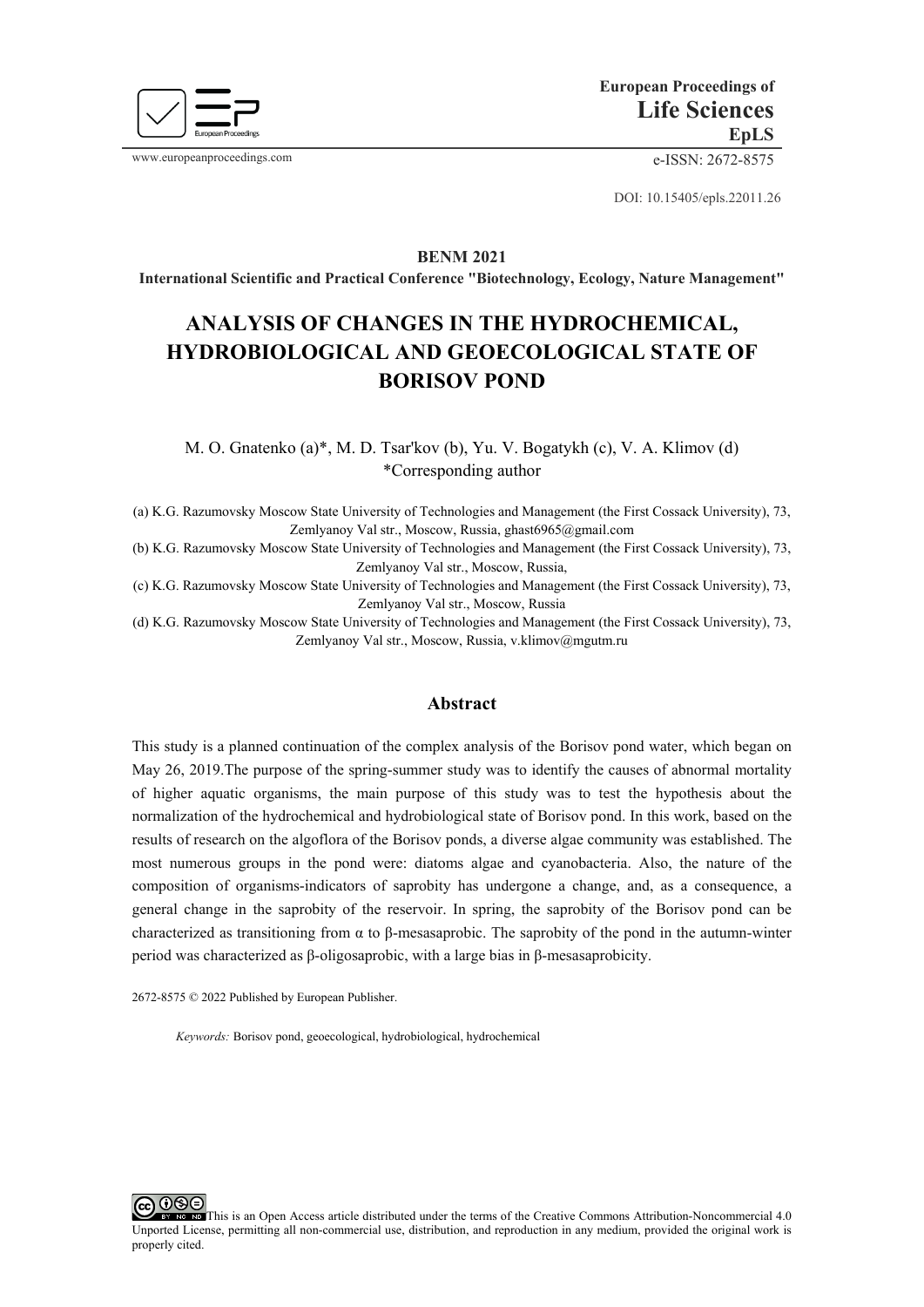European Proceedings of
**Life Sciences**
**EpLS**

www.europeanproceedings.com

e-ISSN: 2672-8575

DOI: 10.15405/epls.22011.26

**BENM 2021**
**International Scientific and Practical Conference "Biotechnology, Ecology, Nature Management"**

# ANALYSIS OF CHANGES IN THE HYDROCHEMICAL, HYDROBIOLOGICAL AND GEOECOLOGICAL STATE OF BORISOV POND

M. O. Gnatenko (a)*, M. D. Tsar'kov (b), Yu. V. Bogatykh (c), V. A. Klimov (d)
*Corresponding author

(a) K.G. Razumovsky Moscow State University of Technologies and Management (the First Cossack University), 73, Zemlyanoy Val str., Moscow, Russia, ghast6965@gmail.com
(b) K.G. Razumovsky Moscow State University of Technologies and Management (the First Cossack University), 73, Zemlyanoy Val str., Moscow, Russia,
(c) K.G. Razumovsky Moscow State University of Technologies and Management (the First Cossack University), 73, Zemlyanoy Val str., Moscow, Russia
(d) K.G. Razumovsky Moscow State University of Technologies and Management (the First Cossack University), 73, Zemlyanoy Val str., Moscow, Russia, v.klimov@mgutm.ru

## Abstract

This study is a planned continuation of the complex analysis of the Borisov pond water, which began on May 26, 2019.The purpose of the spring-summer study was to identify the causes of abnormal mortality of higher aquatic organisms, the main purpose of this study was to test the hypothesis about the normalization of the hydrochemical and hydrobiological state of Borisov pond. In this work, based on the results of research on the algoflora of the Borisov ponds, a diverse algae community was established. The most numerous groups in the pond were: diatoms algae and cyanobacteria. Also, the nature of the composition of organisms-indicators of saprobity has undergone a change, and, as a consequence, a general change in the saprobity of the reservoir. In spring, the saprobity of the Borisov pond can be characterized as transitioning from α to β-mesasaprobic. The saprobity of the pond in the autumn-winter period was characterized as β-oligosaprobic, with a large bias in β-mesasaprobicity.

2672-8575 © 2022 Published by European Publisher.

*Keywords:* Borisov pond, geoecological, hydrobiological, hydrochemical

This is an Open Access article distributed under the terms of the Creative Commons Attribution-Noncommercial 4.0 Unported License, permitting all non-commercial use, distribution, and reproduction in any medium, provided the original work is properly cited.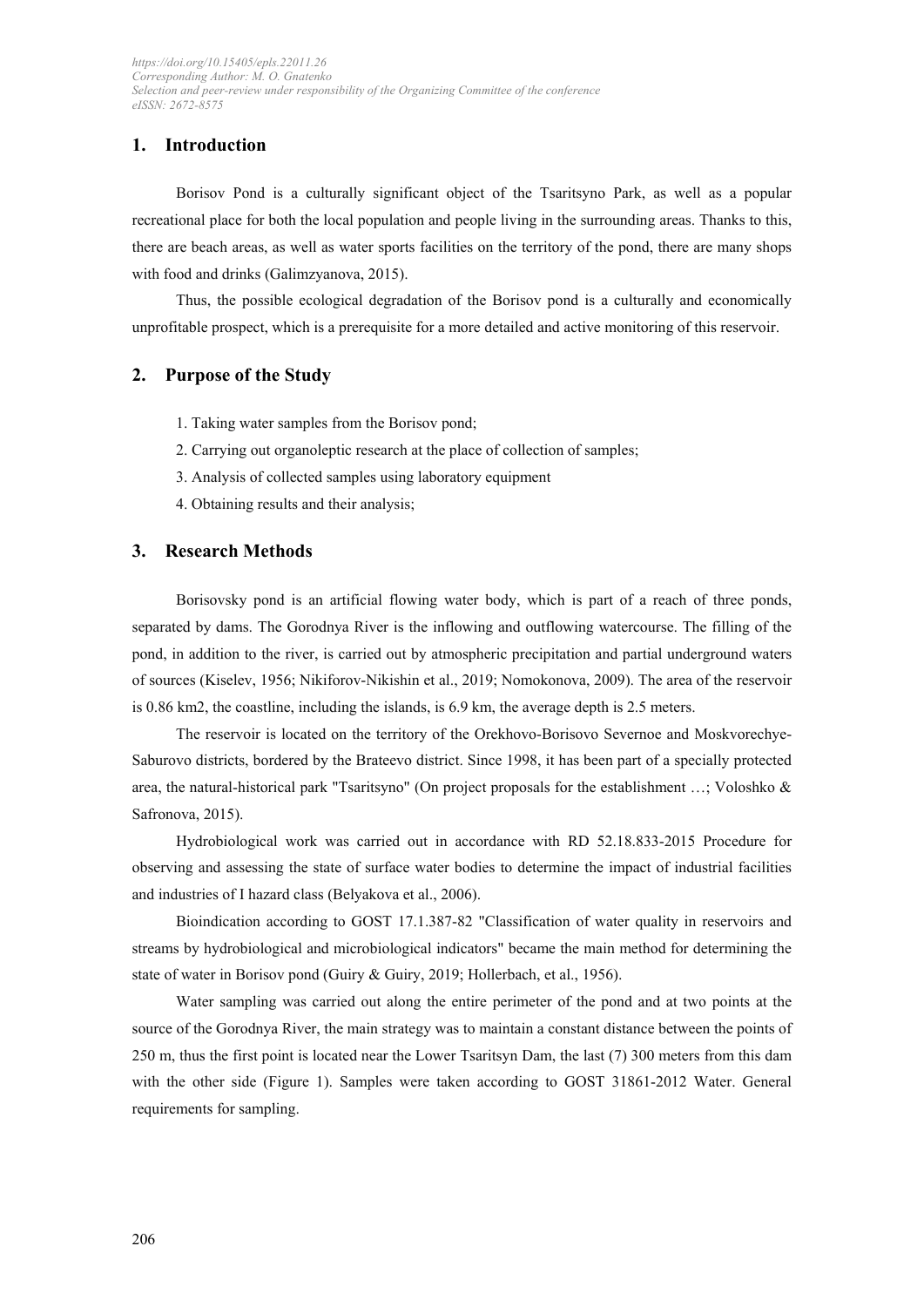## 1. Introduction

Borisov Pond is a culturally significant object of the Tsaritsyno Park, as well as a popular recreational place for both the local population and people living in the surrounding areas. Thanks to this, there are beach areas, as well as water sports facilities on the territory of the pond, there are many shops with food and drinks (Galimzyanova, 2015).

Thus, the possible ecological degradation of the Borisov pond is a culturally and economically unprofitable prospect, which is a prerequisite for a more detailed and active monitoring of this reservoir.

## 2. Purpose of the Study

1. Taking water samples from the Borisov pond;
2. Carrying out organoleptic research at the place of collection of samples;
3. Analysis of collected samples using laboratory equipment
4. Obtaining results and their analysis;

## 3. Research Methods

Borisovsky pond is an artificial flowing water body, which is part of a reach of three ponds, separated by dams. The Gorodnya River is the inflowing and outflowing watercourse. The filling of the pond, in addition to the river, is carried out by atmospheric precipitation and partial underground waters of sources (Kiselev, 1956; Nikiforov-Nikishin et al., 2019; Nomokonova, 2009). The area of the reservoir is 0.86 km2, the coastline, including the islands, is 6.9 km, the average depth is 2.5 meters.

The reservoir is located on the territory of the Orekhovo-Borisovo Severnoe and Moskvorechye-Saburovo districts, bordered by the Brateevo district. Since 1998, it has been part of a specially protected area, the natural-historical park "Tsaritsyno" (On project proposals for the establishment …; Voloshko & Safronova, 2015).

Hydrobiological work was carried out in accordance with RD 52.18.833-2015 Procedure for observing and assessing the state of surface water bodies to determine the impact of industrial facilities and industries of I hazard class (Belyakova et al., 2006).

Bioindication according to GOST 17.1.387-82 "Classification of water quality in reservoirs and streams by hydrobiological and microbiological indicators" became the main method for determining the state of water in Borisov pond (Guiry & Guiry, 2019; Hollerbach, et al., 1956).

Water sampling was carried out along the entire perimeter of the pond and at two points at the source of the Gorodnya River, the main strategy was to maintain a constant distance between the points of 250 m, thus the first point is located near the Lower Tsaritsyn Dam, the last (7) 300 meters from this dam with the other side (Figure 1). Samples were taken according to GOST 31861-2012 Water. General requirements for sampling.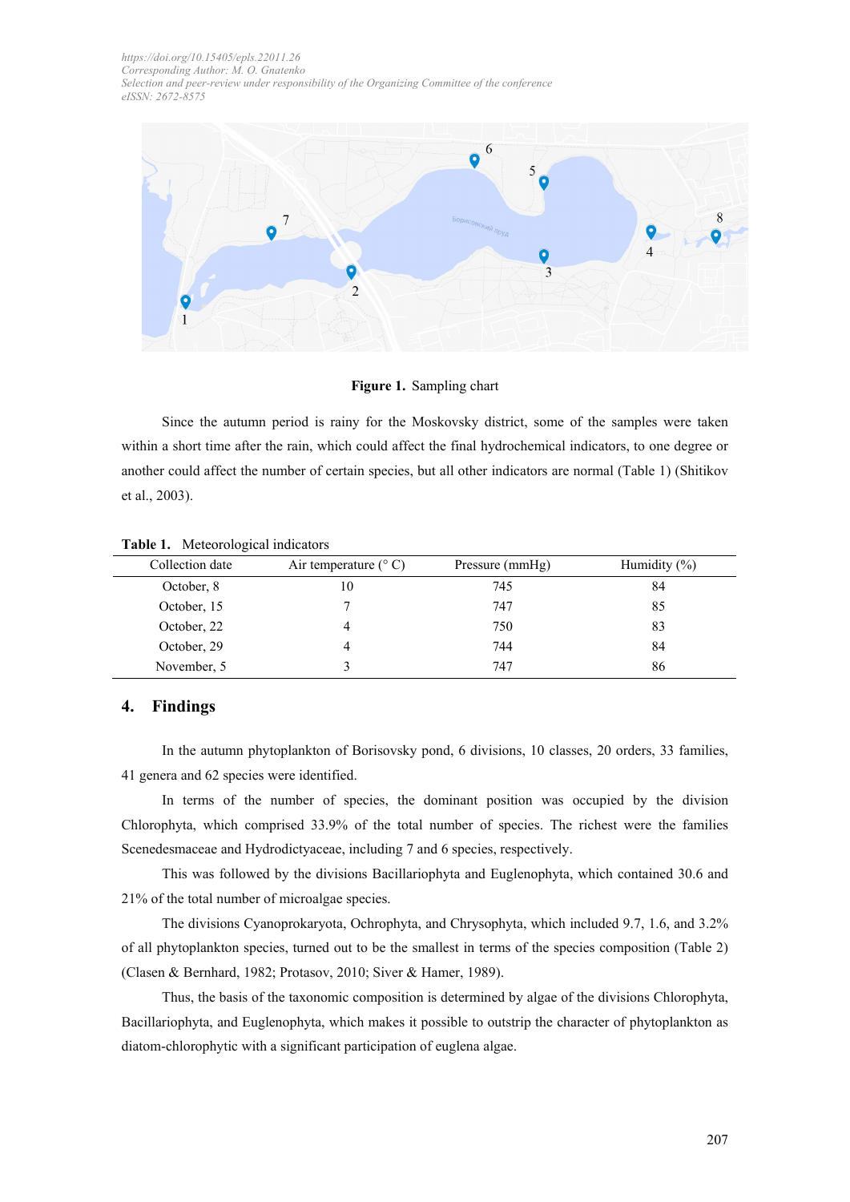**Figure 1.** Sampling chart

Since the autumn period is rainy for the Moskovsky district, some of the samples were taken within a short time after the rain, which could affect the final hydrochemical indicators, to one degree or another could affect the number of certain species, but all other indicators are normal (Table 1) (Shitikov et al., 2003).

**Table 1.** Meteorological indicators

| Collection date | Air temperature (° C) | Pressure (mmHg) | Humidity (%) |
|---|---|---|---|
| October, 8 | 10 | 745 | 84 |
| October, 15 | 7 | 747 | 85 |
| October, 22 | 4 | 750 | 83 |
| October, 29 | 4 | 744 | 84 |
| November, 5 | 3 | 747 | 86 |

## 4. Findings

In the autumn phytoplankton of Borisovsky pond, 6 divisions, 10 classes, 20 orders, 33 families, 41 genera and 62 species were identified.

In terms of the number of species, the dominant position was occupied by the division Chlorophyta, which comprised 33.9% of the total number of species. The richest were the families Scenedesmaceae and Hydrodictyaceae, including 7 and 6 species, respectively.

This was followed by the divisions Bacillariophyta and Euglenophyta, which contained 30.6 and 21% of the total number of microalgae species.

The divisions Cyanoprokaryota, Ochrophyta, and Chrysophyta, which included 9.7, 1.6, and 3.2% of all phytoplankton species, turned out to be the smallest in terms of the species composition (Table 2) (Clasen & Bernhard, 1982; Protasov, 2010; Siver & Hamer, 1989).

Thus, the basis of the taxonomic composition is determined by algae of the divisions Chlorophyta, Bacillariophyta, and Euglenophyta, which makes it possible to outstrip the character of phytoplankton as diatom-chlorophytic with a significant participation of euglena algae.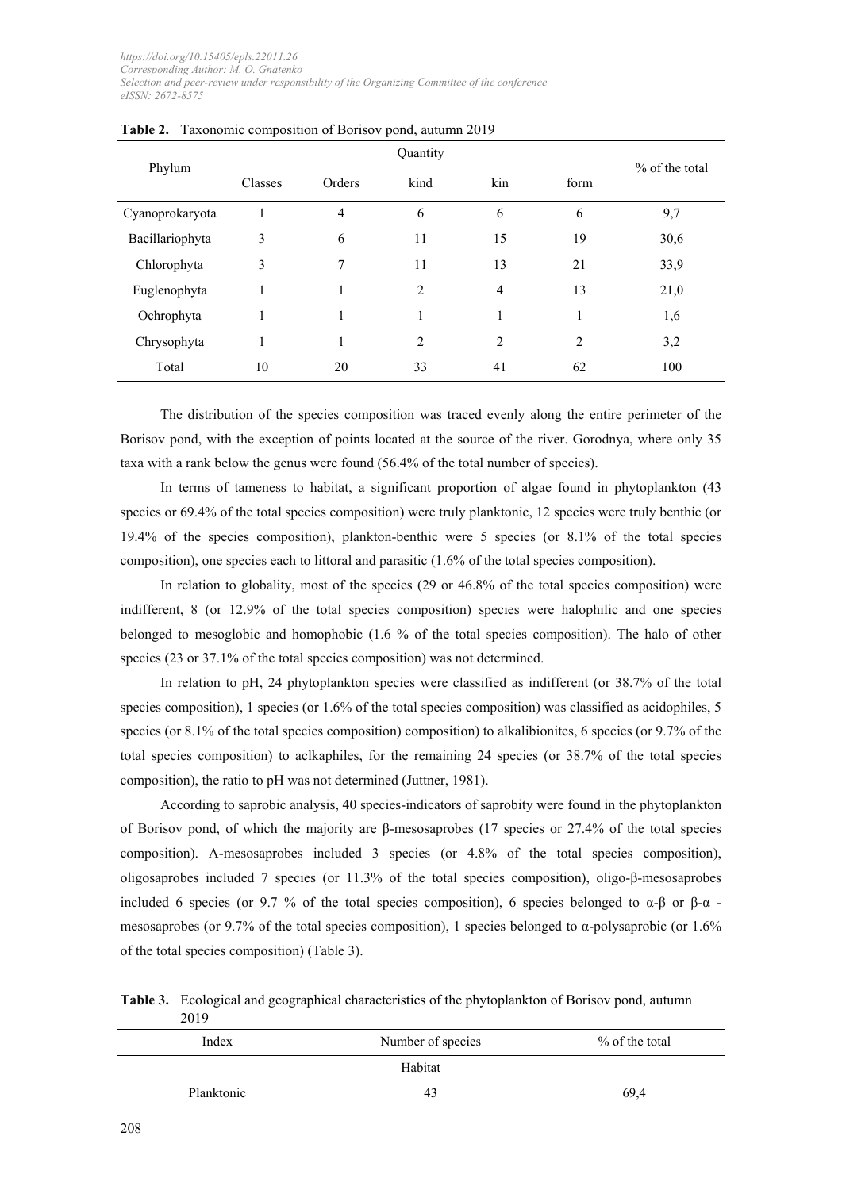**Table 2.** Taxonomic composition of Borisov pond, autumn 2019

| Phylum | Quantity | | | | | % of the total |
|---|---|---|---|---|---|---|
| | Classes | Orders | kind | kin | form | |
| Cyanoprokaryota | 1 | 4 | 6 | 6 | 6 | 9,7 |
| Bacillariophyta | 3 | 6 | 11 | 15 | 19 | 30,6 |
| Chlorophyta | 3 | 7 | 11 | 13 | 21 | 33,9 |
| Euglenophyta | 1 | 1 | 2 | 4 | 13 | 21,0 |
| Ochrophyta | 1 | 1 | 1 | 1 | 1 | 1,6 |
| Chrysophyta | 1 | 1 | 2 | 2 | 2 | 3,2 |
| Total | 10 | 20 | 33 | 41 | 62 | 100 |

The distribution of the species composition was traced evenly along the entire perimeter of the Borisov pond, with the exception of points located at the source of the river. Gorodnya, where only 35 taxa with a rank below the genus were found (56.4% of the total number of species).

In terms of tameness to habitat, a significant proportion of algae found in phytoplankton (43 species or 69.4% of the total species composition) were truly planktonic, 12 species were truly benthic (or 19.4% of the species composition), plankton-benthic were 5 species (or 8.1% of the total species composition), one species each to littoral and parasitic (1.6% of the total species composition).

In relation to globality, most of the species (29 or 46.8% of the total species composition) were indifferent, 8 (or 12.9% of the total species composition) species were halophilic and one species belonged to mesoglobic and homophobic (1.6 % of the total species composition). The halo of other species (23 or 37.1% of the total species composition) was not determined.

In relation to pH, 24 phytoplankton species were classified as indifferent (or 38.7% of the total species composition), 1 species (or 1.6% of the total species composition) was classified as acidophiles, 5 species (or 8.1% of the total species composition) composition) to alkalibionites, 6 species (or 9.7% of the total species composition) to aclkaphiles, for the remaining 24 species (or 38.7% of the total species composition), the ratio to pH was not determined (Juttner, 1981).

According to saprobic analysis, 40 species-indicators of saprobity were found in the phytoplankton of Borisov pond, of which the majority are β-mesosaprobes (17 species or 27.4% of the total species composition). A-mesosaprobes included 3 species (or 4.8% of the total species composition), oligosaprobes included 7 species (or 11.3% of the total species composition), oligo-β-mesosaprobes included 6 species (or 9.7 % of the total species composition), 6 species belonged to α-β or β-α - mesosaprobes (or 9.7% of the total species composition), 1 species belonged to α-polysaprobic (or 1.6% of the total species composition) (Table 3).

**Table 3.** Ecological and geographical characteristics of the phytoplankton of Borisov pond, autumn 2019

| Index | Number of species | % of the total |
|---|---|---|
| | Habitat | |
| Planktonic | 43 | 69,4 |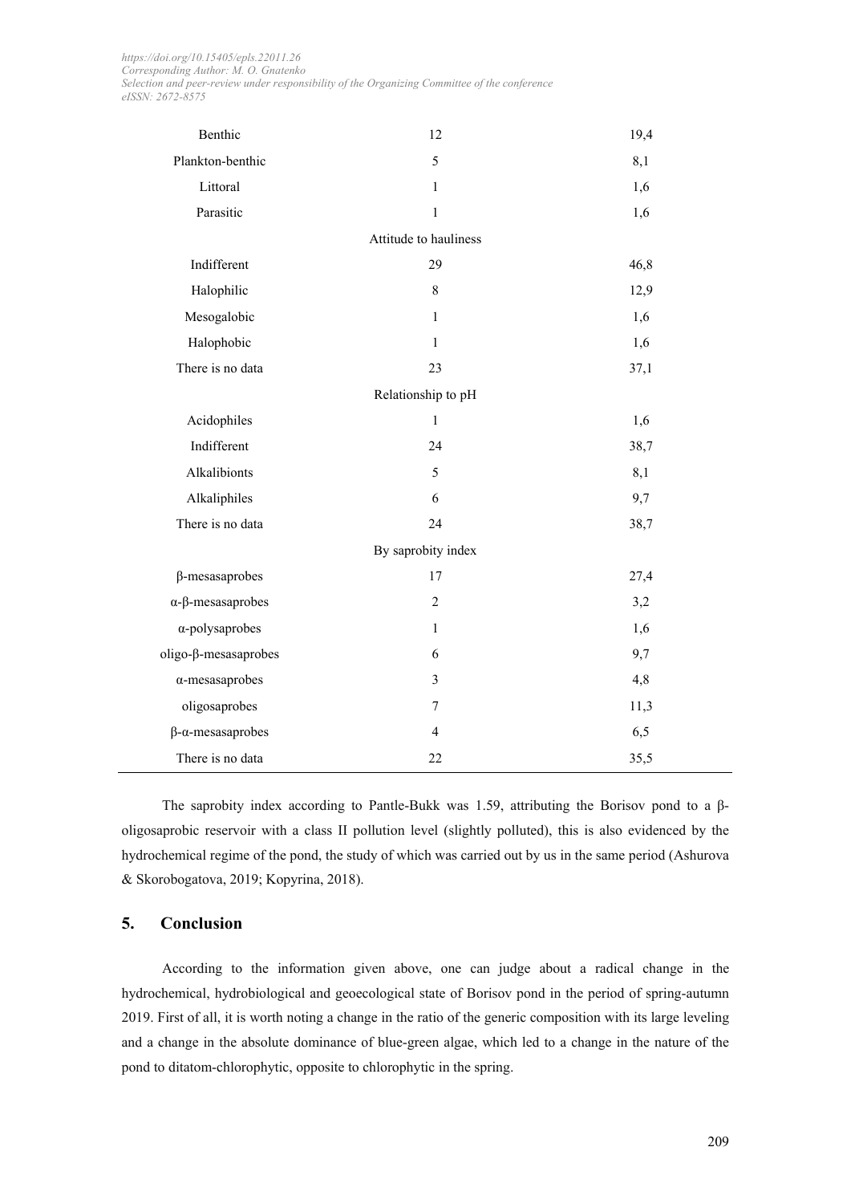| | | |
|---|---|---|
| Benthic | 12 | 19,4 |
| Plankton-benthic | 5 | 8,1 |
| Littoral | 1 | 1,6 |
| Parasitic | 1 | 1,6 |
| | Attitude to hauliness | |
| Indifferent | 29 | 46,8 |
| Halophilic | 8 | 12,9 |
| Mesogalobic | 1 | 1,6 |
| Halophobic | 1 | 1,6 |
| There is no data | 23 | 37,1 |
| | Relationship to pH | |
| Acidophiles | 1 | 1,6 |
| Indifferent | 24 | 38,7 |
| Alkalibionts | 5 | 8,1 |
| Alkaliphiles | 6 | 9,7 |
| There is no data | 24 | 38,7 |
| | By saprobity index | |
| β-mesasaprobes | 17 | 27,4 |
| α-β-mesasaprobes | 2 | 3,2 |
| α-polysaprobes | 1 | 1,6 |
| oligo-β-mesasaprobes | 6 | 9,7 |
| α-mesasaprobes | 3 | 4,8 |
| oligosaprobes | 7 | 11,3 |
| β-α-mesasaprobes | 4 | 6,5 |
| There is no data | 22 | 35,5 |

The saprobity index according to Pantle-Bukk was 1.59, attributing the Borisov pond to a β-oligosaprobic reservoir with a class II pollution level (slightly polluted), this is also evidenced by the hydrochemical regime of the pond, the study of which was carried out by us in the same period (Ashurova & Skorobogatova, 2019; Kopyrina, 2018).

## 5. Conclusion

According to the information given above, one can judge about a radical change in the hydrochemical, hydrobiological and geoecological state of Borisov pond in the period of spring-autumn 2019. First of all, it is worth noting a change in the ratio of the generic composition with its large leveling and a change in the absolute dominance of blue-green algae, which led to a change in the nature of the pond to ditatom-chlorophytic, opposite to chlorophytic in the spring.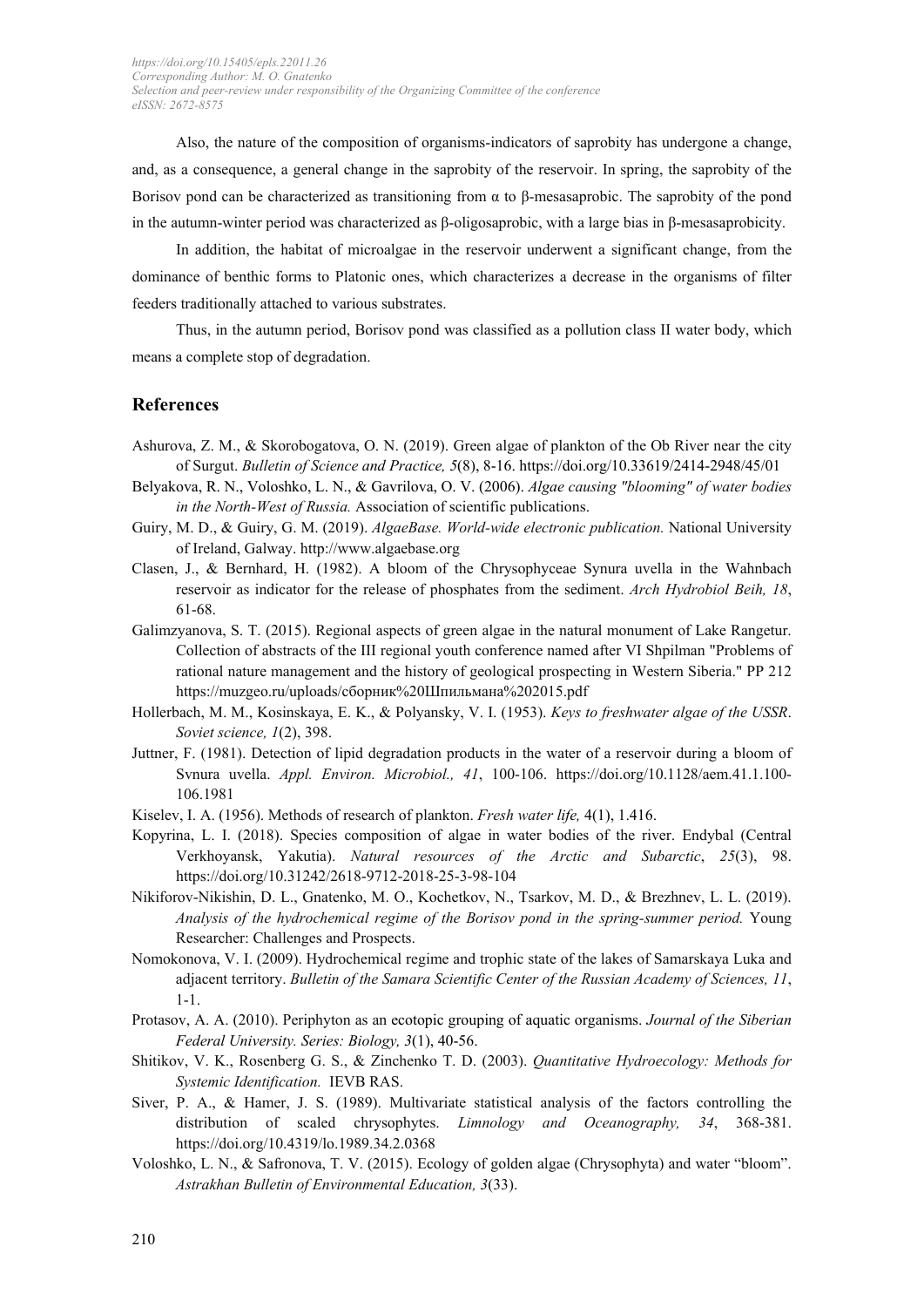Also, the nature of the composition of organisms-indicators of saprobity has undergone a change, and, as a consequence, a general change in the saprobity of the reservoir. In spring, the saprobity of the Borisov pond can be characterized as transitioning from α to β-mesasaprobic. The saprobity of the pond in the autumn-winter period was characterized as β-oligosaprobic, with a large bias in β-mesasaprobicity.

In addition, the habitat of microalgae in the reservoir underwent a significant change, from the dominance of benthic forms to Platonic ones, which characterizes a decrease in the organisms of filter feeders traditionally attached to various substrates.

Thus, in the autumn period, Borisov pond was classified as a pollution class II water body, which means a complete stop of degradation.

## References

Ashurova, Z. M., & Skorobogatova, O. N. (2019). Green algae of plankton of the Ob River near the city of Surgut. *Bulletin of Science and Practice, 5*(8), 8-16. https://doi.org/10.33619/2414-2948/45/01

Belyakova, R. N., Voloshko, L. N., & Gavrilova, O. V. (2006). *Algae causing "blooming" of water bodies in the North-West of Russia.* Association of scientific publications.

Guiry, M. D., & Guiry, G. M. (2019). *AlgaeBase. World-wide electronic publication.* National University of Ireland, Galway. http://www.algaebase.org

Clasen, J., & Bernhard, H. (1982). A bloom of the Chrysophyceae Synura uvella in the Wahnbach reservoir as indicator for the release of phosphates from the sediment. *Arch Hydrobiol Beih, 18*, 61-68.

Galimzyanova, S. T. (2015). Regional aspects of green algae in the natural monument of Lake Rangetur. Collection of abstracts of the III regional youth conference named after VI Shpilman "Problems of rational nature management and the history of geological prospecting in Western Siberia." PP 212 https://muzgeo.ru/uploads/сборник%20Шпильмана%202015.pdf

Hollerbach, M. M., Kosinskaya, E. K., & Polyansky, V. I. (1953). *Keys to freshwater algae of the USSR*. *Soviet science, 1*(2), 398.

Juttner, F. (1981). Detection of lipid degradation products in the water of a reservoir during a bloom of Svnura uvella. *Appl. Environ. Microbiol., 41*, 100-106. https://doi.org/10.1128/aem.41.1.100-106.1981

Kiselev, I. A. (1956). Methods of research of plankton. *Fresh water life,* 4(1), 1.416.

Kopyrina, L. I. (2018). Species composition of algae in water bodies of the river. Endybal (Central Verkhoyansk, Yakutia). *Natural resources of the Arctic and Subarctic*, *25*(3), 98. https://doi.org/10.31242/2618-9712-2018-25-3-98-104

Nikiforov-Nikishin, D. L., Gnatenko, M. O., Kochetkov, N., Tsarkov, M. D., & Brezhnev, L. L. (2019). *Analysis of the hydrochemical regime of the Borisov pond in the spring-summer period.* Young Researcher: Challenges and Prospects.

Nomokonova, V. I. (2009). Hydrochemical regime and trophic state of the lakes of Samarskaya Luka and adjacent territory. *Bulletin of the Samara Scientific Center of the Russian Academy of Sciences, 11*, 1-1.

Protasov, A. A. (2010). Periphyton as an ecotopic grouping of aquatic organisms. *Journal of the Siberian Federal University. Series: Biology, 3*(1), 40-56.

Shitikov, V. K., Rosenberg G. S., & Zinchenko T. D. (2003). *Quantitative Hydroecology: Methods for Systemic Identification.* IEVB RAS.

Siver, P. A., & Hamer, J. S. (1989). Multivariate statistical analysis of the factors controlling the distribution of scaled chrysophytes. *Limnology and Oceanography, 34*, 368-381. https://doi.org/10.4319/lo.1989.34.2.0368

Voloshko, L. N., & Safronova, T. V. (2015). Ecology of golden algae (Chrysophyta) and water "bloom". *Astrakhan Bulletin of Environmental Education, 3*(33).